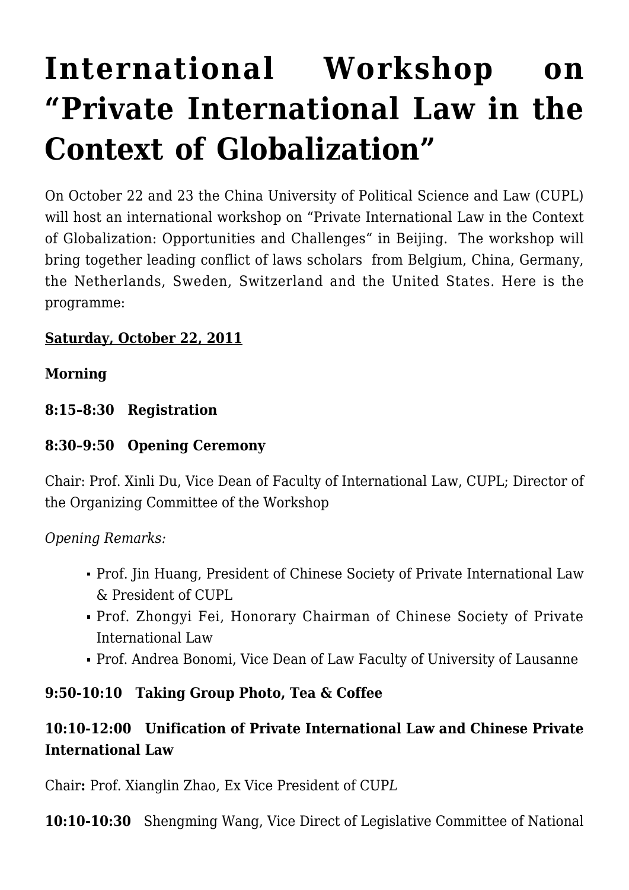# International Workshop on "Private International Law in the Context of Globalization"

On October 22 and 23 the China University of Political Science and Law (CUPL) will host an international workshop on "Private International Law in the Context of Globalization: Opportunities and Challenges" in Beijing. The workshop will bring together leading conflict of laws scholars from Belgium, China, Germany, the Netherlands, Sweden, Switzerland and the United States. Here is the programme:

**Saturday, October 22, 2011**

**Morning**

**8:15–8:30 Registration**

**8:30–9:50 Opening Ceremony**

Chair: Prof. Xinli Du, Vice Dean of Faculty of International Law, CUPL; Director of the Organizing Committee of the Workshop

*Opening Remarks:*

- Prof. Jin Huang, President of Chinese Society of Private International Law & President of CUPL
- Prof. Zhongyi Fei, Honorary Chairman of Chinese Society of Private International Law
- Prof. Andrea Bonomi, Vice Dean of Law Faculty of University of Lausanne

**9:50-10:10 Taking Group Photo, Tea & Coffee**

**10:10-12:00 Unification of Private International Law and Chinese Private International Law**

Chair**:** Prof. Xianglin Zhao, Ex Vice President of CUPL

**10:10-10:30** Shengming Wang, Vice Direct of Legislative Committee of National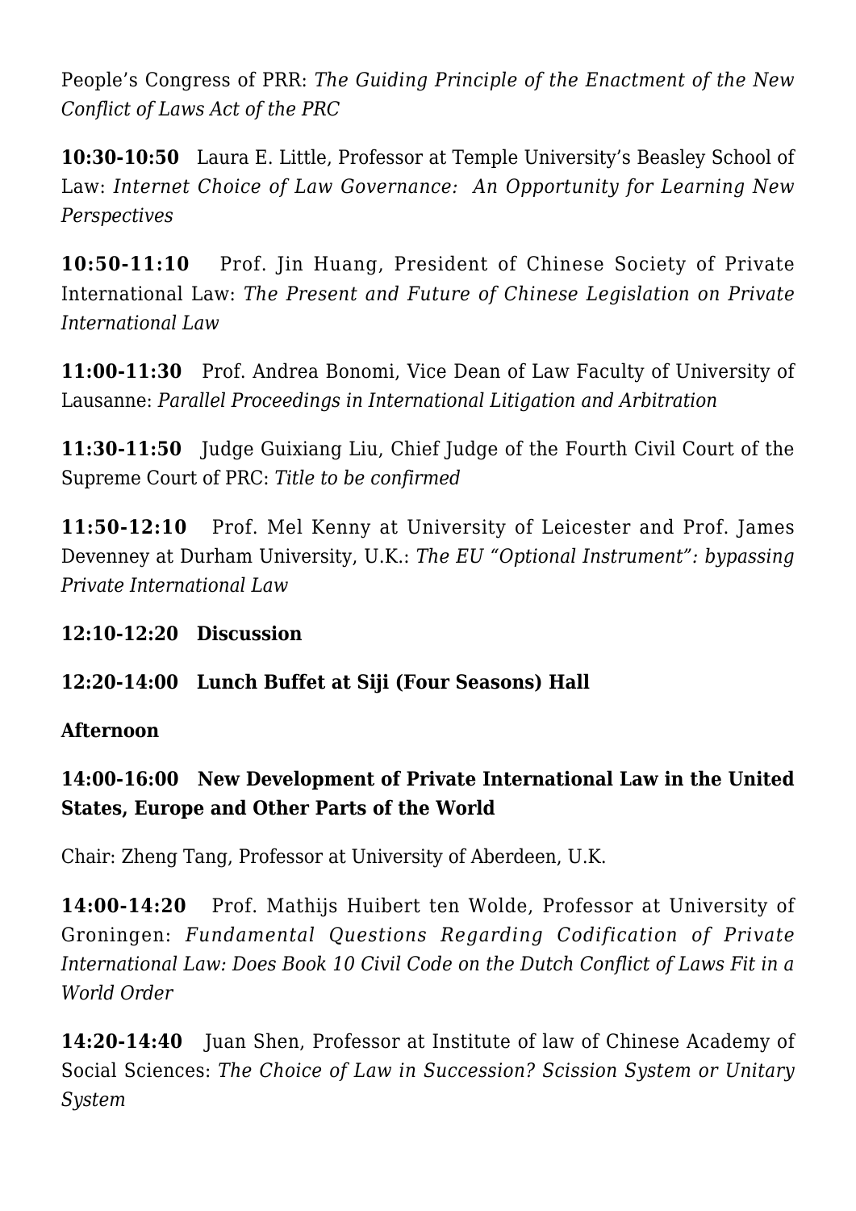People's Congress of PRR: *The Guiding Principle of the Enactment of the New Conflict of Laws Act of the PRC*

**10:30-10:50** Laura E. Little, Professor at Temple University's Beasley School of Law: *Internet Choice of Law Governance: An Opportunity for Learning New Perspectives*

**10:50-11:10** Prof. Jin Huang, President of Chinese Society of Private International Law: *The Present and Future of Chinese Legislation on Private International Law*

**11:00-11:30** Prof. Andrea Bonomi, Vice Dean of Law Faculty of University of Lausanne: *Parallel Proceedings in International Litigation and Arbitration*

**11:30-11:50** Judge Guixiang Liu, Chief Judge of the Fourth Civil Court of the Supreme Court of PRC: *Title to be confirmed*

**11:50-12:10** Prof. Mel Kenny at University of Leicester and Prof. James Devenney at Durham University, U.K.: *The EU "Optional Instrument": bypassing Private International Law*

**12:10-12:20 Discussion**

**12:20-14:00 Lunch Buffet at Siji (Four Seasons) Hall**

**Afternoon**

**14:00-16:00 New Development of Private International Law in the United States, Europe and Other Parts of the World**

Chair: Zheng Tang, Professor at University of Aberdeen, U.K.

**14:00-14:20** Prof. Mathijs Huibert ten Wolde, Professor at University of Groningen: *Fundamental Questions Regarding Codification of Private International Law: Does Book 10 Civil Code on the Dutch Conflict of Laws Fit in a World Order*

**14:20-14:40** Juan Shen, Professor at Institute of law of Chinese Academy of Social Sciences: *The Choice of Law in Succession? Scission System or Unitary System*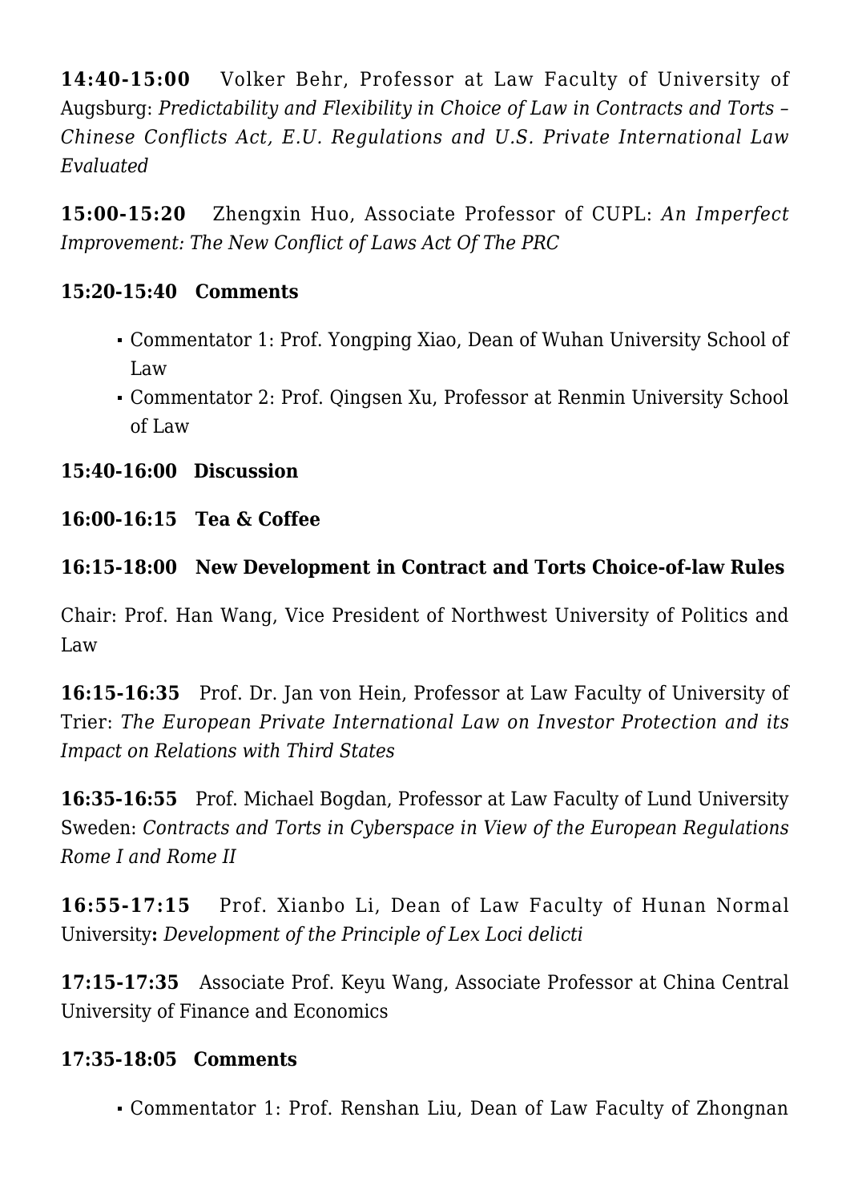**14:40-15:00** Volker Behr, Professor at Law Faculty of University of Augsburg: *Predictability and Flexibility in Choice of Law in Contracts and Torts – Chinese Conflicts Act, E.U. Regulations and U.S. Private International Law Evaluated*

**15:00-15:20** Zhengxin Huo, Associate Professor of CUPL: *An Imperfect Improvement: The New Conflict of Laws Act Of The PRC*

**15:20-15:40 Comments**

- Commentator 1: Prof. Yongping Xiao, Dean of Wuhan University School of Law
- Commentator 2: Prof. Qingsen Xu, Professor at Renmin University School of Law

**15:40-16:00 Discussion**

**16:00-16:15 Tea & Coffee**

**16:15-18:00 New Development in Contract and Torts Choice-of-law Rules**

Chair: Prof. Han Wang, Vice President of Northwest University of Politics and Law

**16:15-16:35** Prof. Dr. Jan von Hein, Professor at Law Faculty of University of Trier: *The European Private International Law on Investor Protection and its Impact on Relations with Third States*

**16:35-16:55** Prof. Michael Bogdan, Professor at Law Faculty of Lund University Sweden: *Contracts and Torts in Cyberspace in View of the European Regulations Rome I and Rome II*

**16:55-17:15** Prof. Xianbo Li, Dean of Law Faculty of Hunan Normal University**:** *Development of the Principle of Lex Loci delicti*

**17:15-17:35** Associate Prof. Keyu Wang, Associate Professor at China Central University of Finance and Economics

**17:35-18:05 Comments**

- Commentator 1: Prof. Renshan Liu, Dean of Law Faculty of Zhongnan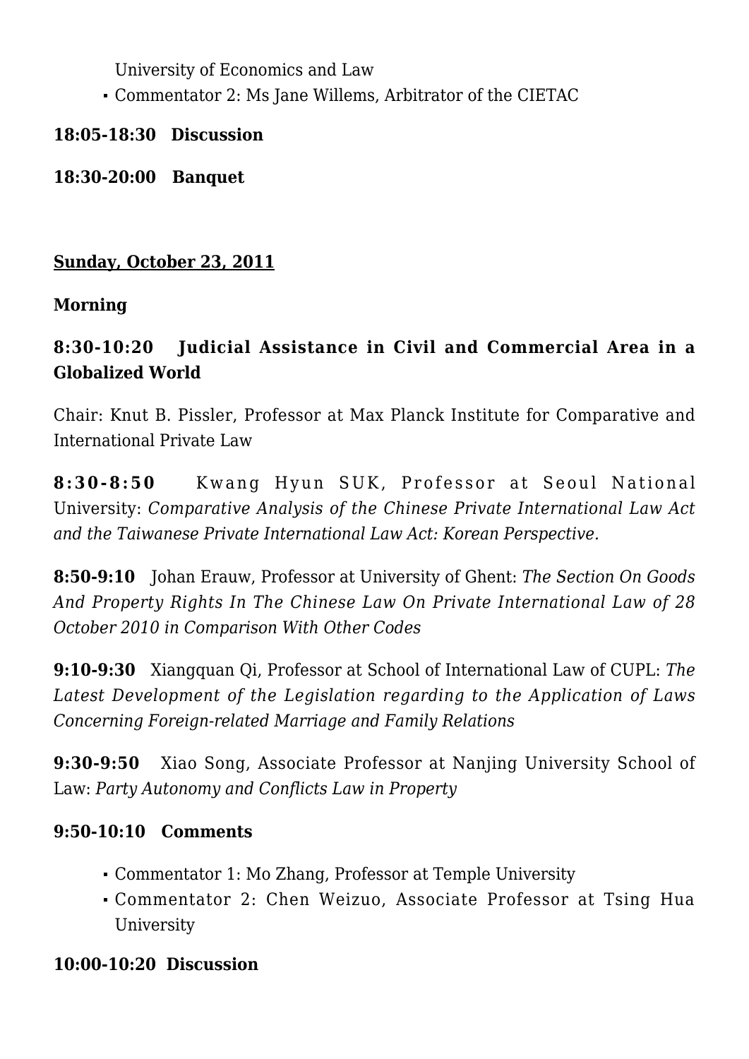University of Economics and Law
- Commentator 2: Ms Jane Willems, Arbitrator of the CIETAC

**18:05-18:30 Discussion**

**18:30-20:00 Banquet**

**Sunday, October 23, 2011**

**Morning**

**8:30-10:20 Judicial Assistance in Civil and Commercial Area in a Globalized World**

Chair: Knut B. Pissler, Professor at Max Planck Institute for Comparative and International Private Law

**8:30-8:50** Kwang Hyun SUK, Professor at Seoul National University: *Comparative Analysis of the Chinese Private International Law Act and the Taiwanese Private International Law Act: Korean Perspective.*

**8:50-9:10** Johan Erauw, Professor at University of Ghent: *The Section On Goods And Property Rights In The Chinese Law On Private International Law of 28 October 2010 in Comparison With Other Codes*

**9:10-9:30** Xiangquan Qi, Professor at School of International Law of CUPL: *The Latest Development of the Legislation regarding to the Application of Laws Concerning Foreign-related Marriage and Family Relations*

**9:30-9:50** Xiao Song, Associate Professor at Nanjing University School of Law: *Party Autonomy and Conflicts Law in Property*

**9:50-10:10 Comments**

- Commentator 1: Mo Zhang, Professor at Temple University
- Commentator 2: Chen Weizuo, Associate Professor at Tsing Hua University

**10:00-10:20 Discussion**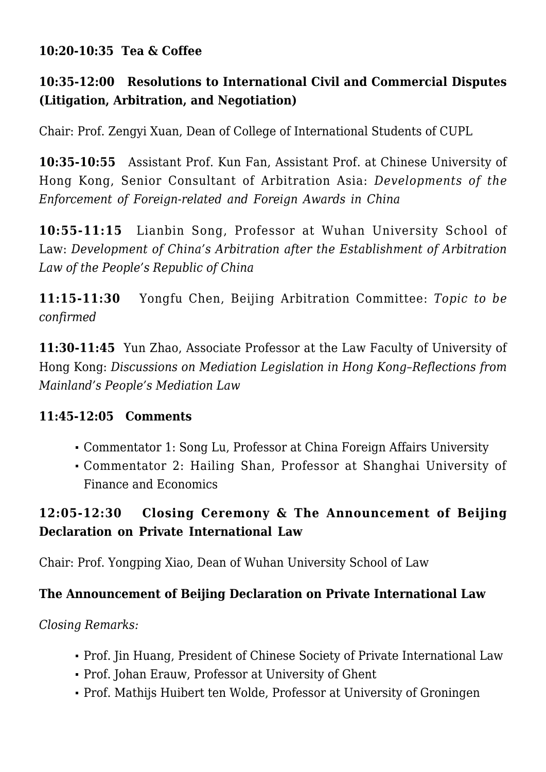**10:20-10:35 Tea & Coffee**

**10:35-12:00 Resolutions to International Civil and Commercial Disputes (Litigation, Arbitration, and Negotiation)**

Chair: Prof. Zengyi Xuan, Dean of College of International Students of CUPL

**10:35-10:55** Assistant Prof. Kun Fan, Assistant Prof. at Chinese University of Hong Kong, Senior Consultant of Arbitration Asia: *Developments of the Enforcement of Foreign-related and Foreign Awards in China*

**10:55-11:15** Lianbin Song, Professor at Wuhan University School of Law: *Development of China's Arbitration after the Establishment of Arbitration Law of the People's Republic of China*

**11:15-11:30** Yongfu Chen, Beijing Arbitration Committee: *Topic to be confirmed*

**11:30-11:45** Yun Zhao, Associate Professor at the Law Faculty of University of Hong Kong: *Discussions on Mediation Legislation in Hong Kong–Reflections from Mainland's People's Mediation Law*

**11:45-12:05 Comments**

- Commentator 1: Song Lu, Professor at China Foreign Affairs University
- Commentator 2: Hailing Shan, Professor at Shanghai University of Finance and Economics

**12:05-12:30 Closing Ceremony & The Announcement of Beijing Declaration on Private International Law**

Chair: Prof. Yongping Xiao, Dean of Wuhan University School of Law

**The Announcement of Beijing Declaration on Private International Law**

*Closing Remarks:*

- Prof. Jin Huang, President of Chinese Society of Private International Law
- Prof. Johan Erauw, Professor at University of Ghent
- Prof. Mathijs Huibert ten Wolde, Professor at University of Groningen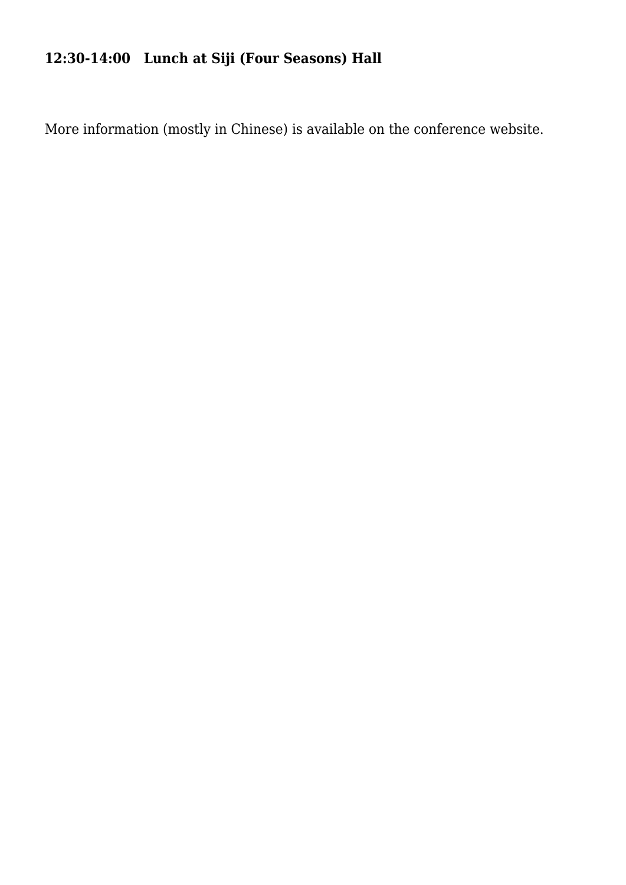**12:30-14:00 Lunch at Siji (Four Seasons) Hall**

More information (mostly in Chinese) is available on the conference website.